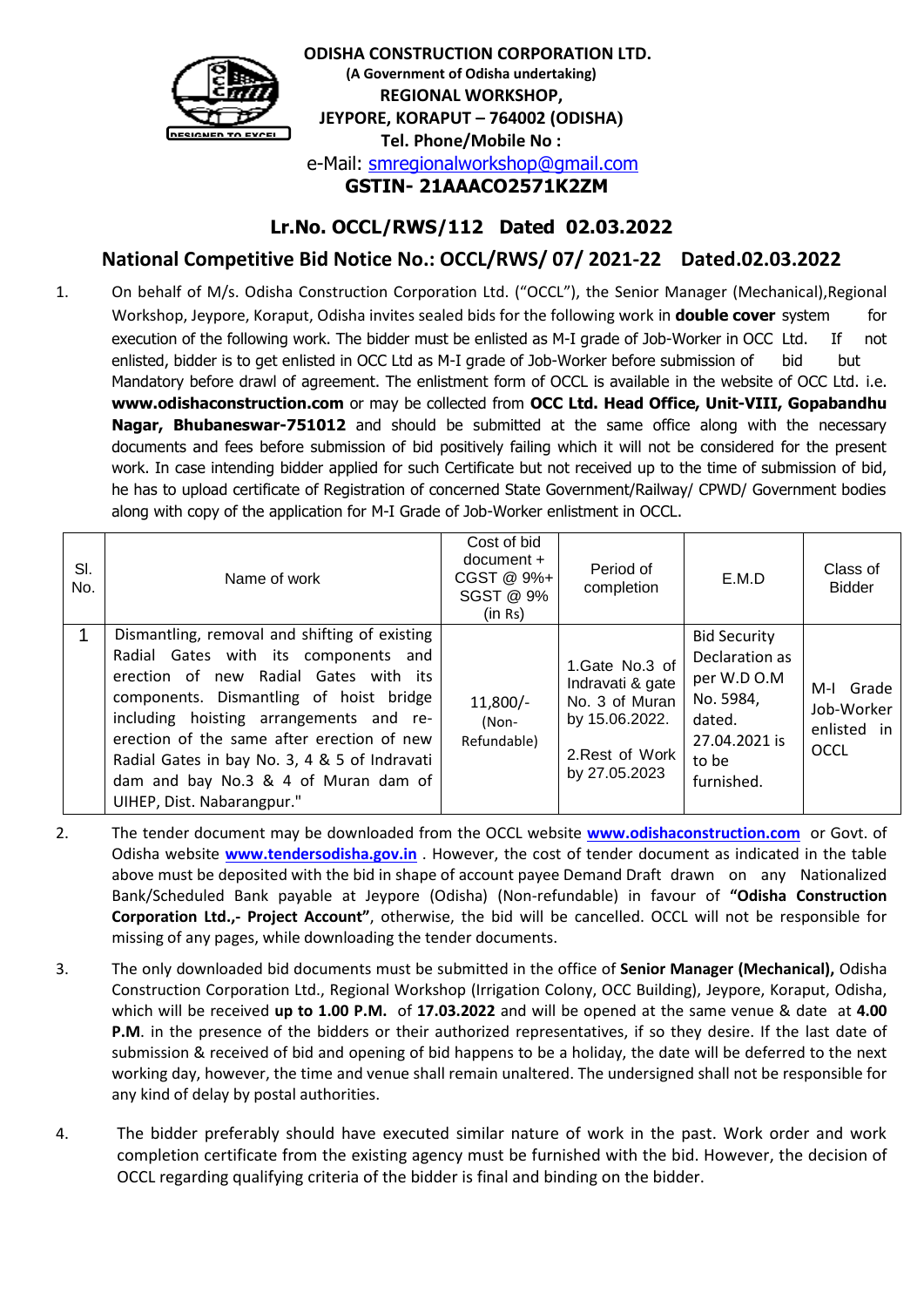**ODISHA CONSTRUCTION CORPORATION LTD.**
**(A Government of Odisha undertaking)**
**REGIONAL WORKSHOP,**
**JEYPORE, KORAPUT – 764002 (ODISHA)**
**Tel. Phone/Mobile No :**
e-Mail: smregionalworkshop@gmail.com
**GSTIN- 21AAACO2571K2ZM**

## Lr.No. OCCL/RWS/112 Dated 02.03.2022

## National Competitive Bid Notice No.: OCCL/RWS/ 07/ 2021-22 Dated.02.03.2022

1. On behalf of M/s. Odisha Construction Corporation Ltd. ("OCCL"), the Senior Manager (Mechanical),Regional Workshop, Jeypore, Koraput, Odisha invites sealed bids for the following work in **double cover** system for execution of the following work. The bidder must be enlisted as M-I grade of Job-Worker in OCC Ltd. If not enlisted, bidder is to get enlisted in OCC Ltd as M-I grade of Job-Worker before submission of bid but Mandatory before drawl of agreement. The enlistment form of OCCL is available in the website of OCC Ltd. i.e. **www.odishaconstruction.com** or may be collected from **OCC Ltd. Head Office, Unit-VIII, Gopabandhu Nagar, Bhubaneswar-751012** and should be submitted at the same office along with the necessary documents and fees before submission of bid positively failing which it will not be considered for the present work. In case intending bidder applied for such Certificate but not received up to the time of submission of bid, he has to upload certificate of Registration of concerned State Government/Railway/ CPWD/ Government bodies along with copy of the application for M-I Grade of Job-Worker enlistment in OCCL.

| Sl. No. | Name of work | Cost of bid document + CGST @ 9%+ SGST @ 9% (in Rs) | Period of completion | E.M.D | Class of Bidder |
|---|---|---|---|---|---|
| 1 | Dismantling, removal and shifting of existing Radial Gates with its components and erection of new Radial Gates with its components. Dismantling of hoist bridge including hoisting arrangements and re-erection of the same after erection of new Radial Gates in bay No. 3, 4 & 5 of Indravati dam and bay No.3 & 4 of Muran dam of UIHEP, Dist. Nabarangpur." | 11,800/- (Non-Refundable) | 1.Gate No.3 of Indravati & gate No. 3 of Muran by 15.06.2022. 2.Rest of Work by 27.05.2023 | Bid Security Declaration as per W.D O.M No. 5984, dated. 27.04.2021 is to be furnished. | M-I Grade Job-Worker enlisted in OCCL |

2. The tender document may be downloaded from the OCCL website **www.odishaconstruction.com** or Govt. of Odisha website **www.tendersodisha.gov.in** . However, the cost of tender document as indicated in the table above must be deposited with the bid in shape of account payee Demand Draft drawn on any Nationalized Bank/Scheduled Bank payable at Jeypore (Odisha) (Non-refundable) in favour of **"Odisha Construction Corporation Ltd.,- Project Account"**, otherwise, the bid will be cancelled. OCCL will not be responsible for missing of any pages, while downloading the tender documents.

3. The only downloaded bid documents must be submitted in the office of **Senior Manager (Mechanical),** Odisha Construction Corporation Ltd., Regional Workshop (Irrigation Colony, OCC Building), Jeypore, Koraput, Odisha, which will be received **up to 1.00 P.M.** of **17.03.2022** and will be opened at the same venue & date at **4.00 P.M**. in the presence of the bidders or their authorized representatives, if so they desire. If the last date of submission & received of bid and opening of bid happens to be a holiday, the date will be deferred to the next working day, however, the time and venue shall remain unaltered. The undersigned shall not be responsible for any kind of delay by postal authorities.

4. The bidder preferably should have executed similar nature of work in the past. Work order and work completion certificate from the existing agency must be furnished with the bid. However, the decision of OCCL regarding qualifying criteria of the bidder is final and binding on the bidder.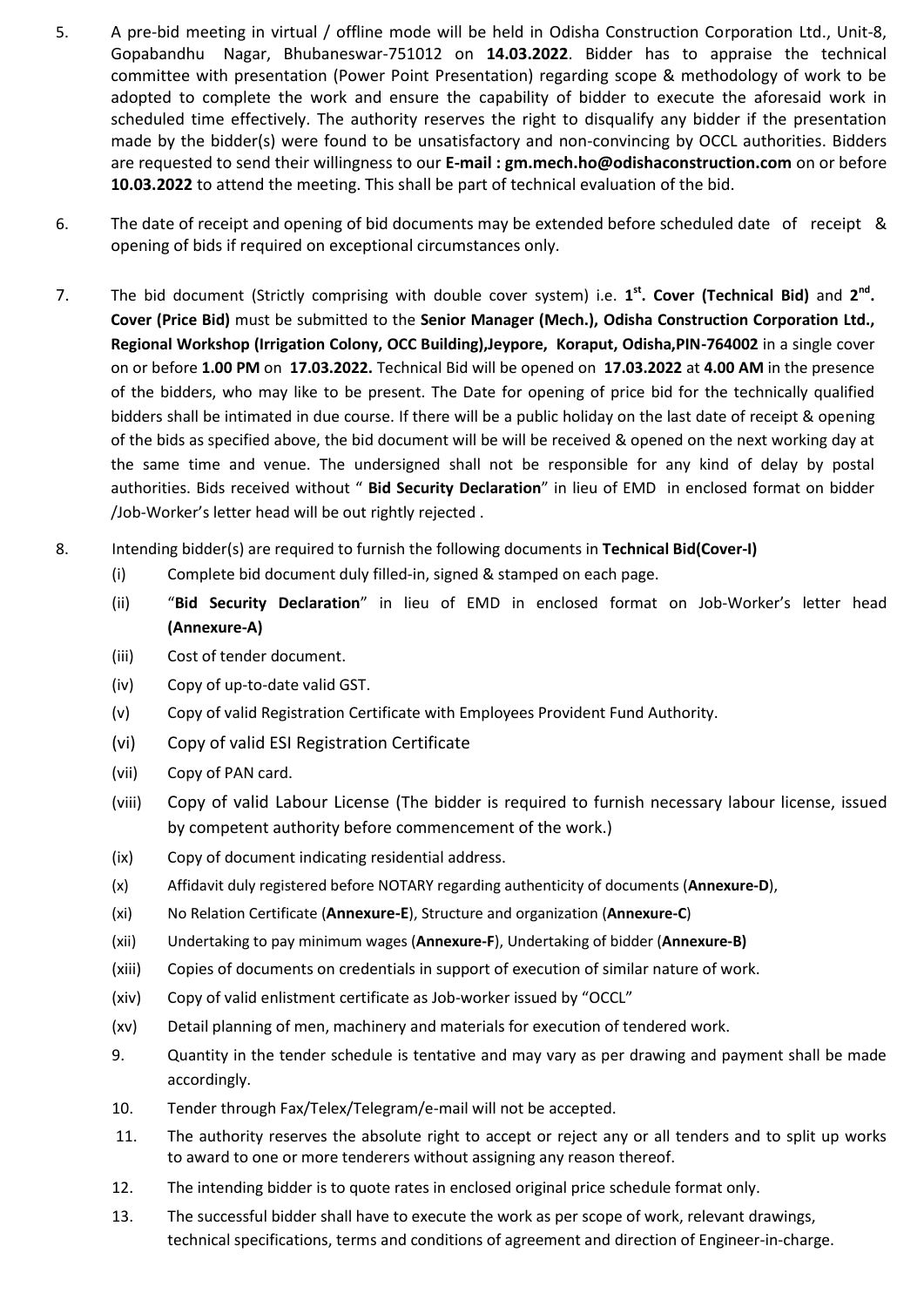5. A pre-bid meeting in virtual / offline mode will be held in Odisha Construction Corporation Ltd., Unit-8, Gopabandhu Nagar, Bhubaneswar-751012 on **14.03.2022**. Bidder has to appraise the technical committee with presentation (Power Point Presentation) regarding scope & methodology of work to be adopted to complete the work and ensure the capability of bidder to execute the aforesaid work in scheduled time effectively. The authority reserves the right to disqualify any bidder if the presentation made by the bidder(s) were found to be unsatisfactory and non-convincing by OCCL authorities. Bidders are requested to send their willingness to our **E-mail : gm.mech.ho@odishaconstruction.com** on or before **10.03.2022** to attend the meeting. This shall be part of technical evaluation of the bid.

6. The date of receipt and opening of bid documents may be extended before scheduled date of receipt & opening of bids if required on exceptional circumstances only.

7. The bid document (Strictly comprising with double cover system) i.e. **1st. Cover (Technical Bid)** and **2nd. Cover (Price Bid)** must be submitted to the **Senior Manager (Mech.), Odisha Construction Corporation Ltd., Regional Workshop (Irrigation Colony, OCC Building),Jeypore, Koraput, Odisha,PIN-764002** in a single cover on or before **1.00 PM** on **17.03.2022.** Technical Bid will be opened on **17.03.2022** at **4.00 AM** in the presence of the bidders, who may like to be present. The Date for opening of price bid for the technically qualified bidders shall be intimated in due course. If there will be a public holiday on the last date of receipt & opening of the bids as specified above, the bid document will be will be received & opened on the next working day at the same time and venue. The undersigned shall not be responsible for any kind of delay by postal authorities. Bids received without " **Bid Security Declaration**" in lieu of EMD in enclosed format on bidder /Job-Worker's letter head will be out rightly rejected .

8. Intending bidder(s) are required to furnish the following documents in **Technical Bid(Cover-I)**
   - (i) Complete bid document duly filled-in, signed & stamped on each page.
   - (ii) "**Bid Security Declaration**" in lieu of EMD in enclosed format on Job-Worker's letter head **(Annexure-A)**
   - (iii) Cost of tender document.
   - (iv) Copy of up-to-date valid GST.
   - (v) Copy of valid Registration Certificate with Employees Provident Fund Authority.
   - (vi) Copy of valid ESI Registration Certificate
   - (vii) Copy of PAN card.
   - (viii) Copy of valid Labour License (The bidder is required to furnish necessary labour license, issued by competent authority before commencement of the work.)
   - (ix) Copy of document indicating residential address.
   - (x) Affidavit duly registered before NOTARY regarding authenticity of documents (**Annexure-D**),
   - (xi) No Relation Certificate (**Annexure-E**), Structure and organization (**Annexure-C**)
   - (xii) Undertaking to pay minimum wages (**Annexure-F**), Undertaking of bidder (**Annexure-B)**
   - (xiii) Copies of documents on credentials in support of execution of similar nature of work.
   - (xiv) Copy of valid enlistment certificate as Job-worker issued by "OCCL"
   - (xv) Detail planning of men, machinery and materials for execution of tendered work.

9. Quantity in the tender schedule is tentative and may vary as per drawing and payment shall be made accordingly.

10. Tender through Fax/Telex/Telegram/e-mail will not be accepted.

11. The authority reserves the absolute right to accept or reject any or all tenders and to split up works to award to one or more tenderers without assigning any reason thereof.

12. The intending bidder is to quote rates in enclosed original price schedule format only.

13. The successful bidder shall have to execute the work as per scope of work, relevant drawings, technical specifications, terms and conditions of agreement and direction of Engineer-in-charge.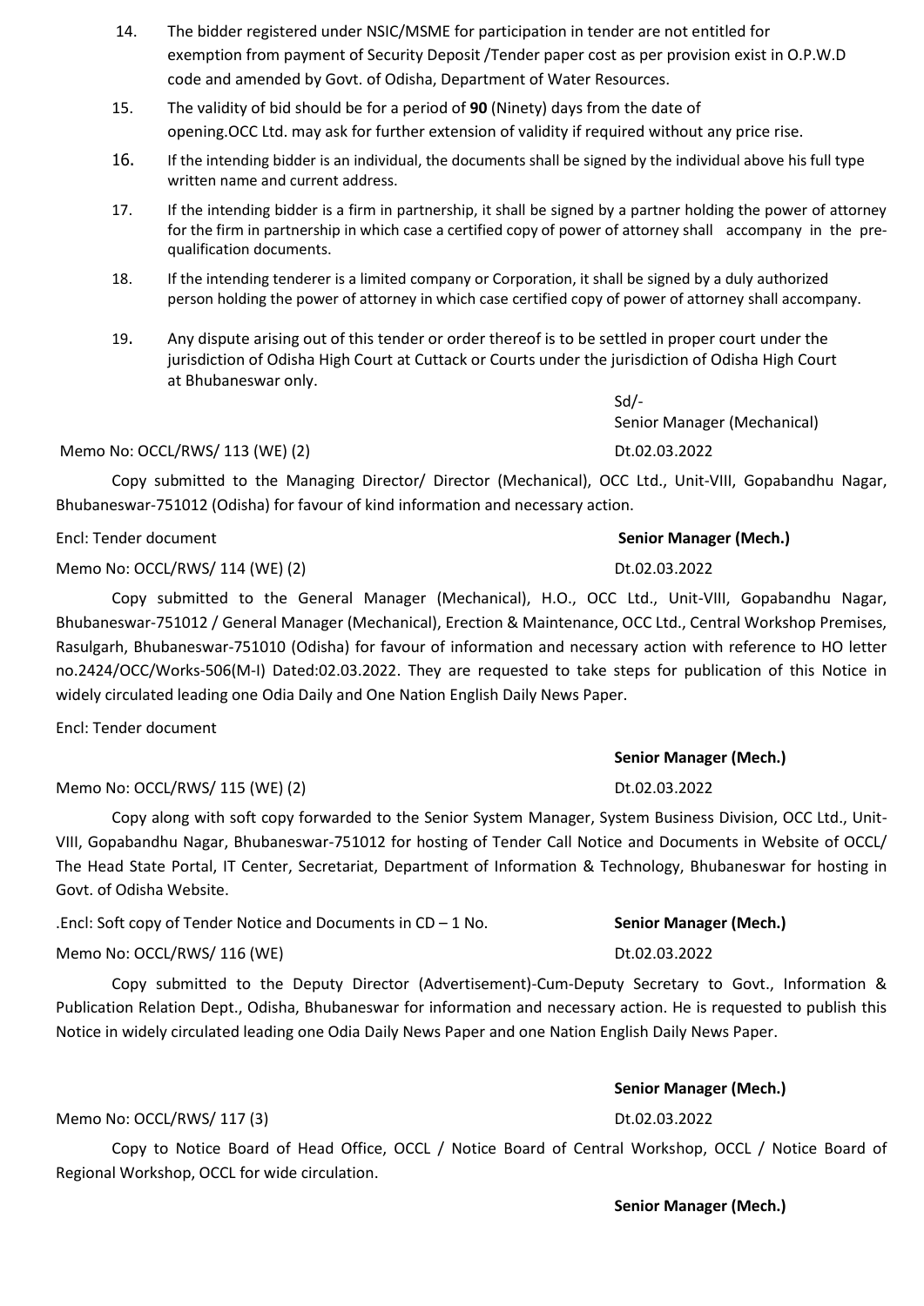14. The bidder registered under NSIC/MSME for participation in tender are not entitled for exemption from payment of Security Deposit /Tender paper cost as per provision exist in O.P.W.D code and amended by Govt. of Odisha, Department of Water Resources.

15. The validity of bid should be for a period of **90** (Ninety) days from the date of opening.OCC Ltd. may ask for further extension of validity if required without any price rise.

16. If the intending bidder is an individual, the documents shall be signed by the individual above his full type written name and current address.

17. If the intending bidder is a firm in partnership, it shall be signed by a partner holding the power of attorney for the firm in partnership in which case a certified copy of power of attorney shall accompany in the pre-qualification documents.

18. If the intending tenderer is a limited company or Corporation, it shall be signed by a duly authorized person holding the power of attorney in which case certified copy of power of attorney shall accompany.

19. Any dispute arising out of this tender or order thereof is to be settled in proper court under the jurisdiction of Odisha High Court at Cuttack or Courts under the jurisdiction of Odisha High Court at Bhubaneswar only.

Sd/-
Senior Manager (Mechanical)

Memo No: OCCL/RWS/ 113 (WE) (2) Dt.02.03.2022

Copy submitted to the Managing Director/ Director (Mechanical), OCC Ltd., Unit-VIII, Gopabandhu Nagar, Bhubaneswar-751012 (Odisha) for favour of kind information and necessary action.

Encl: Tender document

**Senior Manager (Mech.)**

Memo No: OCCL/RWS/ 114 (WE) (2) Dt.02.03.2022

Copy submitted to the General Manager (Mechanical), H.O., OCC Ltd., Unit-VIII, Gopabandhu Nagar, Bhubaneswar-751012 / General Manager (Mechanical), Erection & Maintenance, OCC Ltd., Central Workshop Premises, Rasulgarh, Bhubaneswar-751010 (Odisha) for favour of information and necessary action with reference to HO letter no.2424/OCC/Works-506(M-I) Dated:02.03.2022. They are requested to take steps for publication of this Notice in widely circulated leading one Odia Daily and One Nation English Daily News Paper.

Encl: Tender document

**Senior Manager (Mech.)**

Memo No: OCCL/RWS/ 115 (WE) (2) Dt.02.03.2022

Copy along with soft copy forwarded to the Senior System Manager, System Business Division, OCC Ltd., Unit-VIII, Gopabandhu Nagar, Bhubaneswar-751012 for hosting of Tender Call Notice and Documents in Website of OCCL/ The Head State Portal, IT Center, Secretariat, Department of Information & Technology, Bhubaneswar for hosting in Govt. of Odisha Website.

.Encl: Soft copy of Tender Notice and Documents in CD – 1 No.

**Senior Manager (Mech.)**

Memo No: OCCL/RWS/ 116 (WE) Dt.02.03.2022

Copy submitted to the Deputy Director (Advertisement)-Cum-Deputy Secretary to Govt., Information & Publication Relation Dept., Odisha, Bhubaneswar for information and necessary action. He is requested to publish this Notice in widely circulated leading one Odia Daily News Paper and one Nation English Daily News Paper.

**Senior Manager (Mech.)**

Memo No: OCCL/RWS/ 117 (3) Dt.02.03.2022

Copy to Notice Board of Head Office, OCCL / Notice Board of Central Workshop, OCCL / Notice Board of Regional Workshop, OCCL for wide circulation.

**Senior Manager (Mech.)**